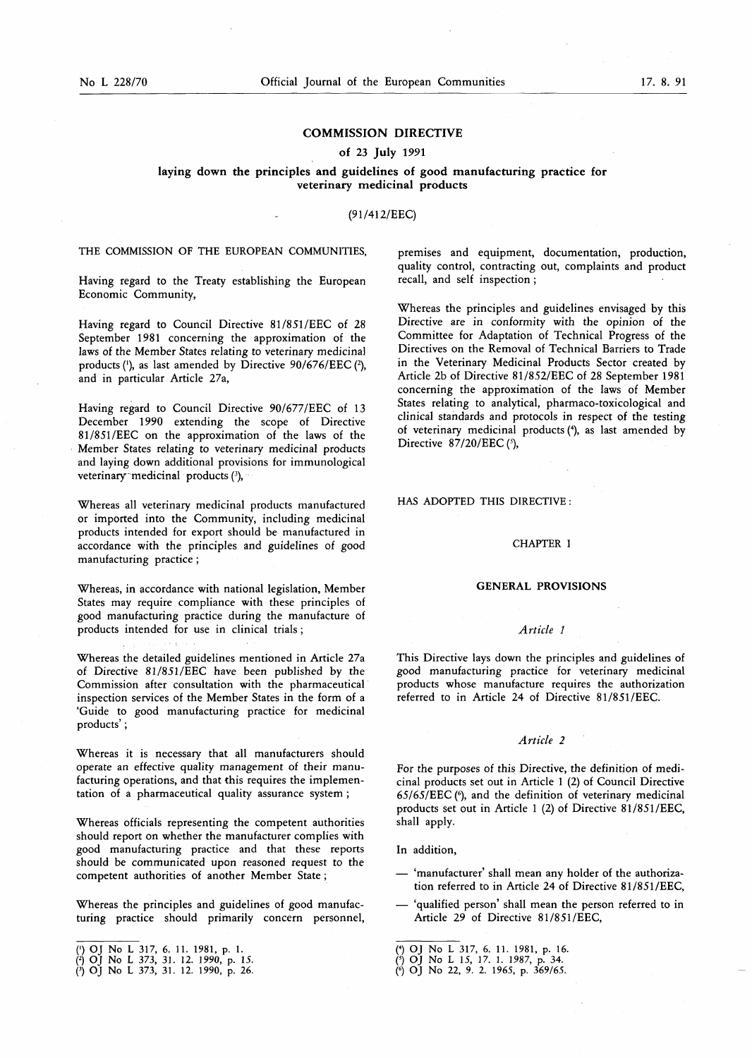# COMMISSION DIRECTIVE

## of 23 July 1991

## laying down the principles and guidelines of good manufacturing practice for veterinary medicinal products

### (91/412/EEC)

THE COMMISSION OF THE EUROPEAN COMMUNITIES,

Having regard to the Treaty establishing the European Economic Community,

Having regard to Council Directive 81/851/EEC of 28 September 1981 concerning the approximation of the laws of the Member States relating to veterinary medicinal products [1], as last amended by Directive 90/676/EEC [2], and in particular Article 27a,

Having regard to Council Directive 90/677/EEC of 13 December 1990 extending the scope of Directive 81/851/EEC on the approximation of the laws of the Member States relating to veterinary medicinal products and laying down additional provisions for immunological veterinary medicinal products [3],

Whereas all veterinary medicinal products manufactured or imported into the Community, including medicinal products intended for export should be manufactured in accordance with the principles and guidelines of good manufacturing practice;

Whereas, in accordance with national legislation, Member States may require compliance with these principles of good manufacturing practice during the manufacture of products intended for use in clinical trials;

Whereas the detailed guidelines mentioned in Article 27a of Directive 81/851/EEC have been published by the Commission after consultation with the pharmaceutical inspection services of the Member States in the form of a 'Guide to good manufacturing practice for medicinal products';

Whereas it is necessary that all manufacturers should operate an effective quality management of their manufacturing operations, and that this requires the implementation of a pharmaceutical quality assurance system;

Whereas officials representing the competent authorities should report on whether the manufacturer complies with good manufacturing practice and that these reports should be communicated upon reasoned request to the competent authorities of another Member State;

Whereas the principles and guidelines of good manufacturing practice should primarily concern personnel, premises and equipment, documentation, production, quality control, contracting out, complaints and product recall, and self inspection;

Whereas the principles and guidelines envisaged by this Directive are in conformity with the opinion of the Committee for Adaptation of Technical Progress of the Directives on the Removal of Technical Barriers to Trade in the Veterinary Medicinal Products Sector created by Article 2b of Directive 81/852/EEC of 28 September 1981 concerning the approximation of the laws of Member States relating to analytical, pharmaco-toxicological and clinical standards and protocols in respect of the testing of veterinary medicinal products [4], as last amended by Directive 87/20/EEC [5],

HAS ADOPTED THIS DIRECTIVE:

## CHAPTER I

## GENERAL PROVISIONS

### *Article 1*

This Directive lays down the principles and guidelines of good manufacturing practice for veterinary medicinal products whose manufacture requires the authorization referred to in Article 24 of Directive 81/851/EEC.

### *Article 2*

For the purposes of this Directive, the definition of medicinal products set out in Article 1 (2) of Council Directive 65/65/EEC [6], and the definition of veterinary medicinal products set out in Article 1 (2) of Directive 81/851/EEC, shall apply.

In addition,

- 'manufacturer' shall mean any holder of the authorization referred to in Article 24 of Directive 81/851/EEC,
- 'qualified person' shall mean the person referred to in Article 29 of Directive 81/851/EEC,

---

[1] OJ No L 317, 6. 11. 1981, p. 1.
[2] OJ No L 373, 31. 12. 1990, p. 15.
[3] OJ No L 373, 31. 12. 1990, p. 26.
[4] OJ No L 317, 6. 11. 1981, p. 16.
[5] OJ No L 15, 17. 1. 1987, p. 34.
[6] OJ No 22, 9. 2. 1965, p. 369/65.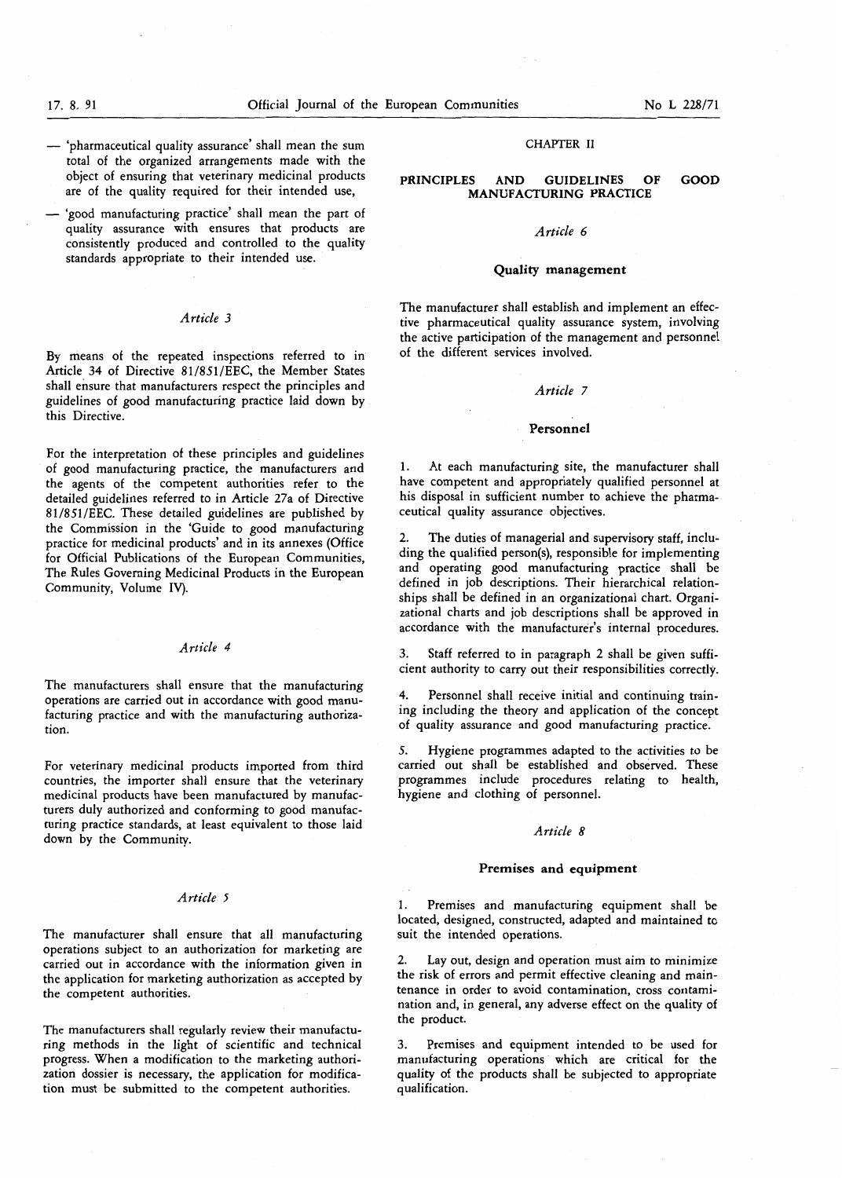— 'pharmaceutical quality assurance' shall mean the sum total of the organized arrangements made with the object of ensuring that veterinary medicinal products are of the quality required for their intended use,

— 'good manufacturing practice' shall mean the part of quality assurance with ensures that products are consistently produced and controlled to the quality standards appropriate to their intended use.

*Article 3*

By means of the repeated inspections referred to in Article 34 of Directive 81/851/EEC, the Member States shall ensure that manufacturers respect the principles and guidelines of good manufacturing practice laid down by this Directive.

For the interpretation of these principles and guidelines of good manufacturing practice, the manufacturers and the agents of the competent authorities refer to the detailed guidelines referred to in Article 27a of Directive 81/851/EEC. These detailed guidelines are published by the Commission in the 'Guide to good manufacturing practice for medicinal products' and in its annexes (Office for Official Publications of the European Communities, The Rules Governing Medicinal Products in the European Community, Volume IV).

*Article 4*

The manufacturers shall ensure that the manufacturing operations are carried out in accordance with good manufacturing practice and with the manufacturing authorization.

For veterinary medicinal products imported from third countries, the importer shall ensure that the veterinary medicinal products have been manufactured by manufacturers duly authorized and conforming to good manufacturing practice standards, at least equivalent to those laid down by the Community.

*Article 5*

The manufacturer shall ensure that all manufacturing operations subject to an authorization for marketing are carried out in accordance with the information given in the application for marketing authorization as accepted by the competent authorities.

The manufacturers shall regularly review their manufacturing methods in the light of scientific and technical progress. When a modification to the marketing authorization dossier is necessary, the application for modification must be submitted to the competent authorities.

## CHAPTER II

## PRINCIPLES AND GUIDELINES OF GOOD MANUFACTURING PRACTICE

*Article 6*

**Quality management**

The manufacturer shall establish and implement an effective pharmaceutical quality assurance system, involving the active participation of the management and personnel of the different services involved.

*Article 7*

**Personnel**

1. At each manufacturing site, the manufacturer shall have competent and appropriately qualified personnel at his disposal in sufficient number to achieve the pharmaceutical quality assurance objectives.

2. The duties of managerial and supervisory staff, including the qualified person(s), responsible for implementing and operating good manufacturing practice shall be defined in job descriptions. Their hierarchical relationships shall be defined in an organizational chart. Organizational charts and job descriptions shall be approved in accordance with the manufacturer's internal procedures.

3. Staff referred to in paragraph 2 shall be given sufficient authority to carry out their responsibilities correctly.

4. Personnel shall receive initial and continuing training including the theory and application of the concept of quality assurance and good manufacturing practice.

5. Hygiene programmes adapted to the activities to be carried out shall be established and observed. These programmes include procedures relating to health, hygiene and clothing of personnel.

*Article 8*

**Premises and equipment**

1. Premises and manufacturing equipment shall be located, designed, constructed, adapted and maintained to suit the intended operations.

2. Lay out, design and operation must aim to minimize the risk of errors and permit effective cleaning and maintenance in order to avoid contamination, cross contamination and, in general, any adverse effect on the quality of the product.

3. Premises and equipment intended to be used for manufacturing operations which are critical for the quality of the products shall be subjected to appropriate qualification.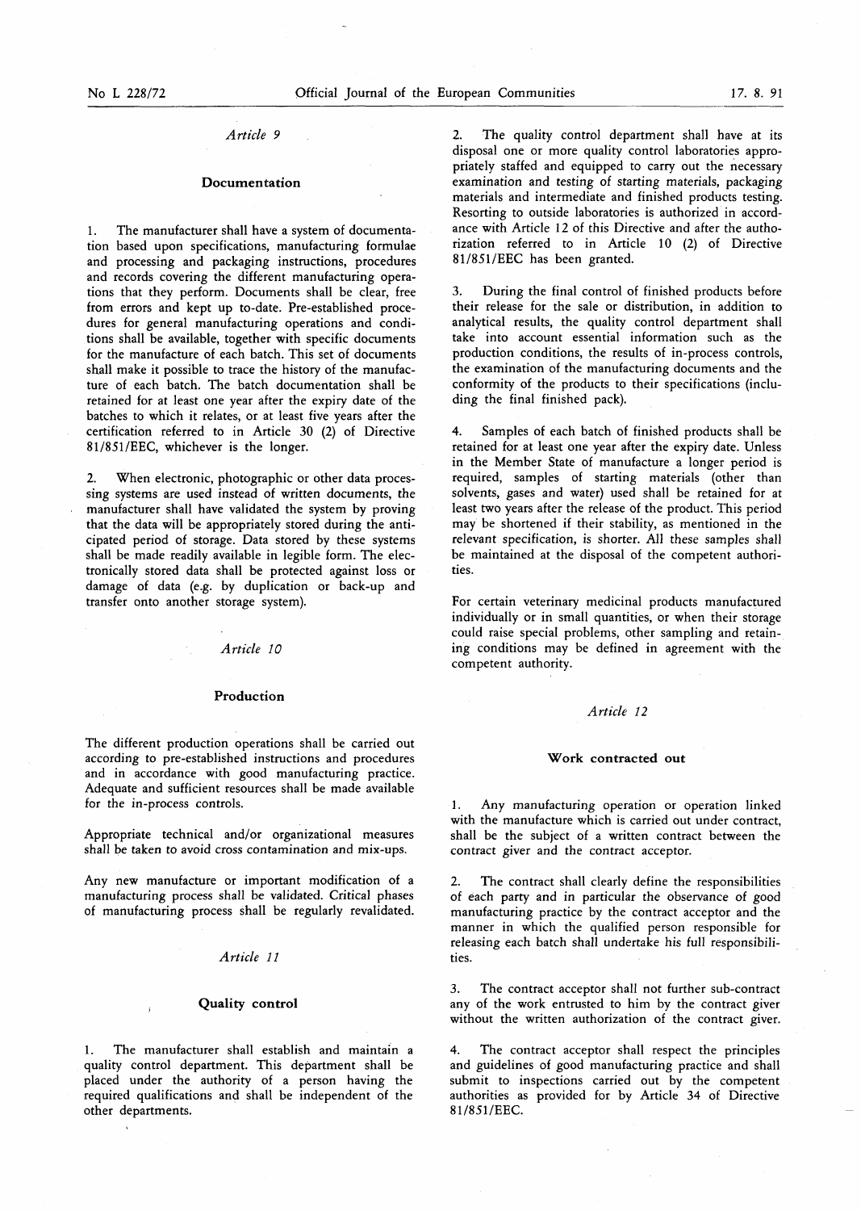*Article 9*

**Documentation**

1. The manufacturer shall have a system of documentation based upon specifications, manufacturing formulae and processing and packaging instructions, procedures and records covering the different manufacturing operations that they perform. Documents shall be clear, free from errors and kept up to-date. Pre-established procedures for general manufacturing operations and conditions shall be available, together with specific documents for the manufacture of each batch. This set of documents shall make it possible to trace the history of the manufacture of each batch. The batch documentation shall be retained for at least one year after the expiry date of the batches to which it relates, or at least five years after the certification referred to in Article 30 (2) of Directive 81/851/EEC, whichever is the longer.

2. When electronic, photographic or other data processing systems are used instead of written documents, the manufacturer shall have validated the system by proving that the data will be appropriately stored during the anticipated period of storage. Data stored by these systems shall be made readily available in legible form. The electronically stored data shall be protected against loss or damage of data (e.g. by duplication or back-up and transfer onto another storage system).

*Article 10*

**Production**

The different production operations shall be carried out according to pre-established instructions and procedures and in accordance with good manufacturing practice. Adequate and sufficient resources shall be made available for the in-process controls.

Appropriate technical and/or organizational measures shall be taken to avoid cross contamination and mix-ups.

Any new manufacture or important modification of a manufacturing process shall be validated. Critical phases of manufacturing process shall be regularly revalidated.

*Article 11*

**Quality control**

1. The manufacturer shall establish and maintain a quality control department. This department shall be placed under the authority of a person having the required qualifications and shall be independent of the other departments.

2. The quality control department shall have at its disposal one or more quality control laboratories appropriately staffed and equipped to carry out the necessary examination and testing of starting materials, packaging materials and intermediate and finished products testing. Resorting to outside laboratories is authorized in accordance with Article 12 of this Directive and after the authorization referred to in Article 10 (2) of Directive 81/851/EEC has been granted.

3. During the final control of finished products before their release for the sale or distribution, in addition to analytical results, the quality control department shall take into account essential information such as the production conditions, the results of in-process controls, the examination of the manufacturing documents and the conformity of the products to their specifications (including the final finished pack).

4. Samples of each batch of finished products shall be retained for at least one year after the expiry date. Unless in the Member State of manufacture a longer period is required, samples of starting materials (other than solvents, gases and water) used shall be retained for at least two years after the release of the product. This period may be shortened if their stability, as mentioned in the relevant specification, is shorter. All these samples shall be maintained at the disposal of the competent authorities.

For certain veterinary medicinal products manufactured individually or in small quantities, or when their storage could raise special problems, other sampling and retaining conditions may be defined in agreement with the competent authority.

*Article 12*

**Work contracted out**

1. Any manufacturing operation or operation linked with the manufacture which is carried out under contract, shall be the subject of a written contract between the contract giver and the contract acceptor.

2. The contract shall clearly define the responsibilities of each party and in particular the observance of good manufacturing practice by the contract acceptor and the manner in which the qualified person responsible for releasing each batch shall undertake his full responsibilities.

3. The contract acceptor shall not further sub-contract any of the work entrusted to him by the contract giver without the written authorization of the contract giver.

4. The contract acceptor shall respect the principles and guidelines of good manufacturing practice and shall submit to inspections carried out by the competent authorities as provided for by Article 34 of Directive 81/851/EEC.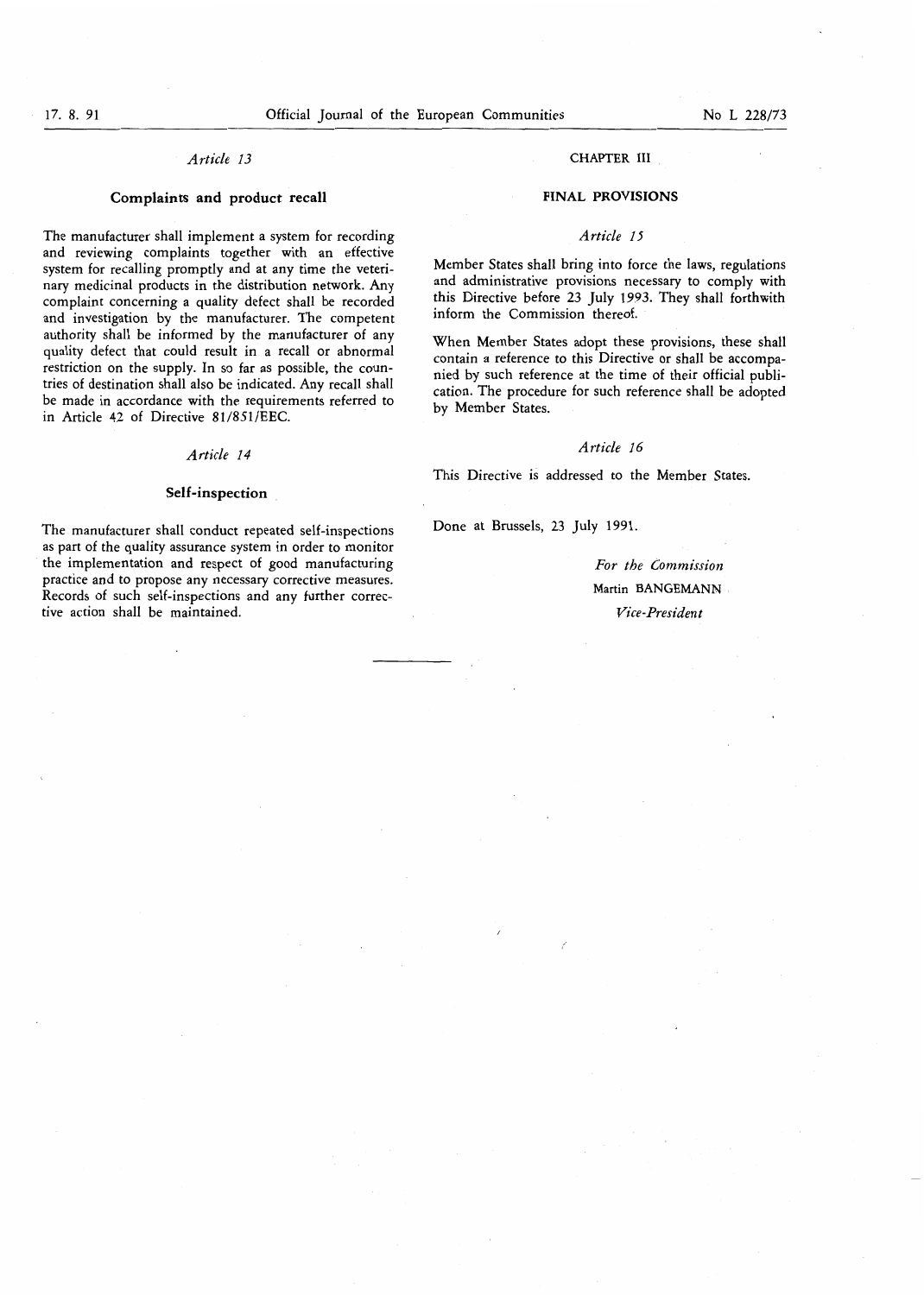*Article 13*

**Complaints and product recall**

The manufacturer shall implement a system for recording and reviewing complaints together with an effective system for recalling promptly and at any time the veterinary medicinal products in the distribution network. Any complaint concerning a quality defect shall be recorded and investigation by the manufacturer. The competent authority shall be informed by the manufacturer of any quality defect that could result in a recall or abnormal restriction on the supply. In so far as possible, the countries of destination shall also be indicated. Any recall shall be made in accordance with the requirements referred to in Article 42 of Directive 81/851/EEC.

*Article 14*

**Self-inspection**

The manufacturer shall conduct repeated self-inspections as part of the quality assurance system in order to monitor the implementation and respect of good manufacturing practice and to propose any necessary corrective measures. Records of such self-inspections and any further corrective action shall be maintained.

CHAPTER III

**FINAL PROVISIONS**

*Article 15*

Member States shall bring into force the laws, regulations and administrative provisions necessary to comply with this Directive before 23 July 1993. They shall forthwith inform the Commission thereof.

When Member States adopt these provisions, these shall contain a reference to this Directive or shall be accompanied by such reference at the time of their official publication. The procedure for such reference shall be adopted by Member States.

*Article 16*

This Directive is addressed to the Member States.

Done at Brussels, 23 July 1991.

*For the Commission*

Martin BANGEMANN

*Vice-President*